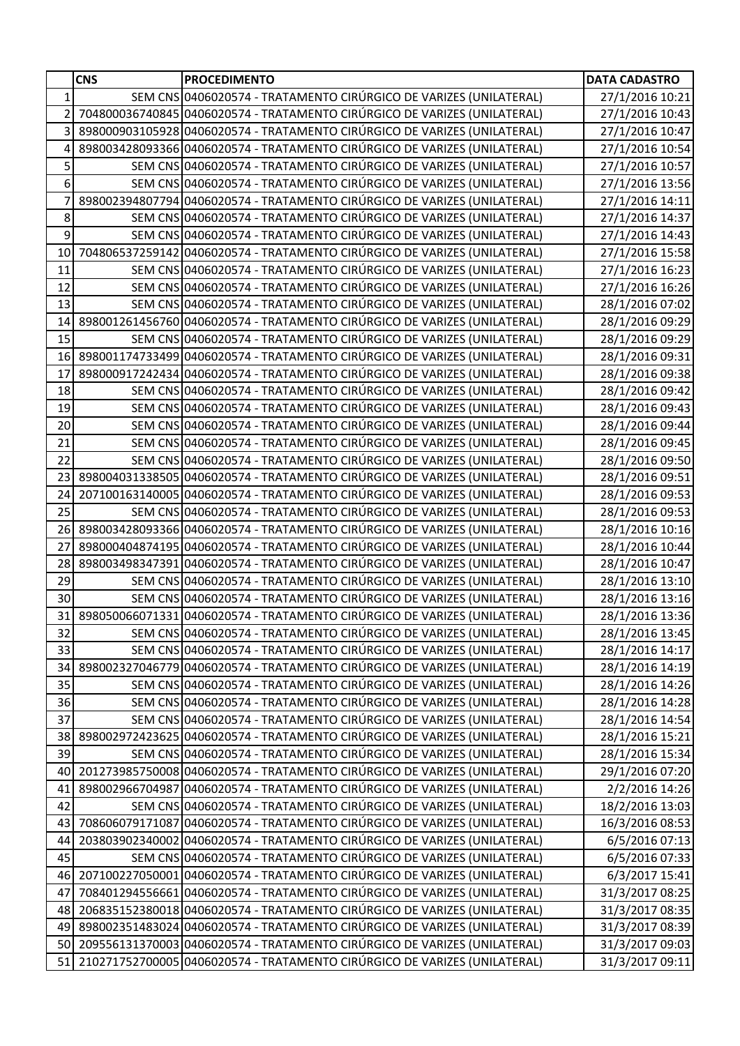| | CNS | PROCEDIMENTO | DATA CADASTRO |
|---|---|---|---|
| 1 | SEM CNS | 0406020574 - TRATAMENTO CIRÚRGICO DE VARIZES (UNILATERAL) | 27/1/2016 10:21 |
| 2 | 704800036740845 | 0406020574 - TRATAMENTO CIRÚRGICO DE VARIZES (UNILATERAL) | 27/1/2016 10:43 |
| 3 | 898000903105928 | 0406020574 - TRATAMENTO CIRÚRGICO DE VARIZES (UNILATERAL) | 27/1/2016 10:47 |
| 4 | 898003428093366 | 0406020574 - TRATAMENTO CIRÚRGICO DE VARIZES (UNILATERAL) | 27/1/2016 10:54 |
| 5 | SEM CNS | 0406020574 - TRATAMENTO CIRÚRGICO DE VARIZES (UNILATERAL) | 27/1/2016 10:57 |
| 6 | SEM CNS | 0406020574 - TRATAMENTO CIRÚRGICO DE VARIZES (UNILATERAL) | 27/1/2016 13:56 |
| 7 | 898002394807794 | 0406020574 - TRATAMENTO CIRÚRGICO DE VARIZES (UNILATERAL) | 27/1/2016 14:11 |
| 8 | SEM CNS | 0406020574 - TRATAMENTO CIRÚRGICO DE VARIZES (UNILATERAL) | 27/1/2016 14:37 |
| 9 | SEM CNS | 0406020574 - TRATAMENTO CIRÚRGICO DE VARIZES (UNILATERAL) | 27/1/2016 14:43 |
| 10 | 704806537259142 | 0406020574 - TRATAMENTO CIRÚRGICO DE VARIZES (UNILATERAL) | 27/1/2016 15:58 |
| 11 | SEM CNS | 0406020574 - TRATAMENTO CIRÚRGICO DE VARIZES (UNILATERAL) | 27/1/2016 16:23 |
| 12 | SEM CNS | 0406020574 - TRATAMENTO CIRÚRGICO DE VARIZES (UNILATERAL) | 27/1/2016 16:26 |
| 13 | SEM CNS | 0406020574 - TRATAMENTO CIRÚRGICO DE VARIZES (UNILATERAL) | 28/1/2016 07:02 |
| 14 | 898001261456760 | 0406020574 - TRATAMENTO CIRÚRGICO DE VARIZES (UNILATERAL) | 28/1/2016 09:29 |
| 15 | SEM CNS | 0406020574 - TRATAMENTO CIRÚRGICO DE VARIZES (UNILATERAL) | 28/1/2016 09:29 |
| 16 | 898001174733499 | 0406020574 - TRATAMENTO CIRÚRGICO DE VARIZES (UNILATERAL) | 28/1/2016 09:31 |
| 17 | 898000917242434 | 0406020574 - TRATAMENTO CIRÚRGICO DE VARIZES (UNILATERAL) | 28/1/2016 09:38 |
| 18 | SEM CNS | 0406020574 - TRATAMENTO CIRÚRGICO DE VARIZES (UNILATERAL) | 28/1/2016 09:42 |
| 19 | SEM CNS | 0406020574 - TRATAMENTO CIRÚRGICO DE VARIZES (UNILATERAL) | 28/1/2016 09:43 |
| 20 | SEM CNS | 0406020574 - TRATAMENTO CIRÚRGICO DE VARIZES (UNILATERAL) | 28/1/2016 09:44 |
| 21 | SEM CNS | 0406020574 - TRATAMENTO CIRÚRGICO DE VARIZES (UNILATERAL) | 28/1/2016 09:45 |
| 22 | SEM CNS | 0406020574 - TRATAMENTO CIRÚRGICO DE VARIZES (UNILATERAL) | 28/1/2016 09:50 |
| 23 | 898004031338505 | 0406020574 - TRATAMENTO CIRÚRGICO DE VARIZES (UNILATERAL) | 28/1/2016 09:51 |
| 24 | 207100163140005 | 0406020574 - TRATAMENTO CIRÚRGICO DE VARIZES (UNILATERAL) | 28/1/2016 09:53 |
| 25 | SEM CNS | 0406020574 - TRATAMENTO CIRÚRGICO DE VARIZES (UNILATERAL) | 28/1/2016 09:53 |
| 26 | 898003428093366 | 0406020574 - TRATAMENTO CIRÚRGICO DE VARIZES (UNILATERAL) | 28/1/2016 10:16 |
| 27 | 898000404874195 | 0406020574 - TRATAMENTO CIRÚRGICO DE VARIZES (UNILATERAL) | 28/1/2016 10:44 |
| 28 | 898003498347391 | 0406020574 - TRATAMENTO CIRÚRGICO DE VARIZES (UNILATERAL) | 28/1/2016 10:47 |
| 29 | SEM CNS | 0406020574 - TRATAMENTO CIRÚRGICO DE VARIZES (UNILATERAL) | 28/1/2016 13:10 |
| 30 | SEM CNS | 0406020574 - TRATAMENTO CIRÚRGICO DE VARIZES (UNILATERAL) | 28/1/2016 13:16 |
| 31 | 898050066071331 | 0406020574 - TRATAMENTO CIRÚRGICO DE VARIZES (UNILATERAL) | 28/1/2016 13:36 |
| 32 | SEM CNS | 0406020574 - TRATAMENTO CIRÚRGICO DE VARIZES (UNILATERAL) | 28/1/2016 13:45 |
| 33 | SEM CNS | 0406020574 - TRATAMENTO CIRÚRGICO DE VARIZES (UNILATERAL) | 28/1/2016 14:17 |
| 34 | 898002327046779 | 0406020574 - TRATAMENTO CIRÚRGICO DE VARIZES (UNILATERAL) | 28/1/2016 14:19 |
| 35 | SEM CNS | 0406020574 - TRATAMENTO CIRÚRGICO DE VARIZES (UNILATERAL) | 28/1/2016 14:26 |
| 36 | SEM CNS | 0406020574 - TRATAMENTO CIRÚRGICO DE VARIZES (UNILATERAL) | 28/1/2016 14:28 |
| 37 | SEM CNS | 0406020574 - TRATAMENTO CIRÚRGICO DE VARIZES (UNILATERAL) | 28/1/2016 14:54 |
| 38 | 898002972423625 | 0406020574 - TRATAMENTO CIRÚRGICO DE VARIZES (UNILATERAL) | 28/1/2016 15:21 |
| 39 | SEM CNS | 0406020574 - TRATAMENTO CIRÚRGICO DE VARIZES (UNILATERAL) | 28/1/2016 15:34 |
| 40 | 201273985750008 | 0406020574 - TRATAMENTO CIRÚRGICO DE VARIZES (UNILATERAL) | 29/1/2016 07:20 |
| 41 | 898002966704987 | 0406020574 - TRATAMENTO CIRÚRGICO DE VARIZES (UNILATERAL) | 2/2/2016 14:26 |
| 42 | SEM CNS | 0406020574 - TRATAMENTO CIRÚRGICO DE VARIZES (UNILATERAL) | 18/2/2016 13:03 |
| 43 | 708606079171087 | 0406020574 - TRATAMENTO CIRÚRGICO DE VARIZES (UNILATERAL) | 16/3/2016 08:53 |
| 44 | 203803902340002 | 0406020574 - TRATAMENTO CIRÚRGICO DE VARIZES (UNILATERAL) | 6/5/2016 07:13 |
| 45 | SEM CNS | 0406020574 - TRATAMENTO CIRÚRGICO DE VARIZES (UNILATERAL) | 6/5/2016 07:33 |
| 46 | 207100227050001 | 0406020574 - TRATAMENTO CIRÚRGICO DE VARIZES (UNILATERAL) | 6/3/2017 15:41 |
| 47 | 708401294556661 | 0406020574 - TRATAMENTO CIRÚRGICO DE VARIZES (UNILATERAL) | 31/3/2017 08:25 |
| 48 | 206835152380018 | 0406020574 - TRATAMENTO CIRÚRGICO DE VARIZES (UNILATERAL) | 31/3/2017 08:35 |
| 49 | 898002351483024 | 0406020574 - TRATAMENTO CIRÚRGICO DE VARIZES (UNILATERAL) | 31/3/2017 08:39 |
| 50 | 209556131370003 | 0406020574 - TRATAMENTO CIRÚRGICO DE VARIZES (UNILATERAL) | 31/3/2017 09:03 |
| 51 | 210271752700005 | 0406020574 - TRATAMENTO CIRÚRGICO DE VARIZES (UNILATERAL) | 31/3/2017 09:11 |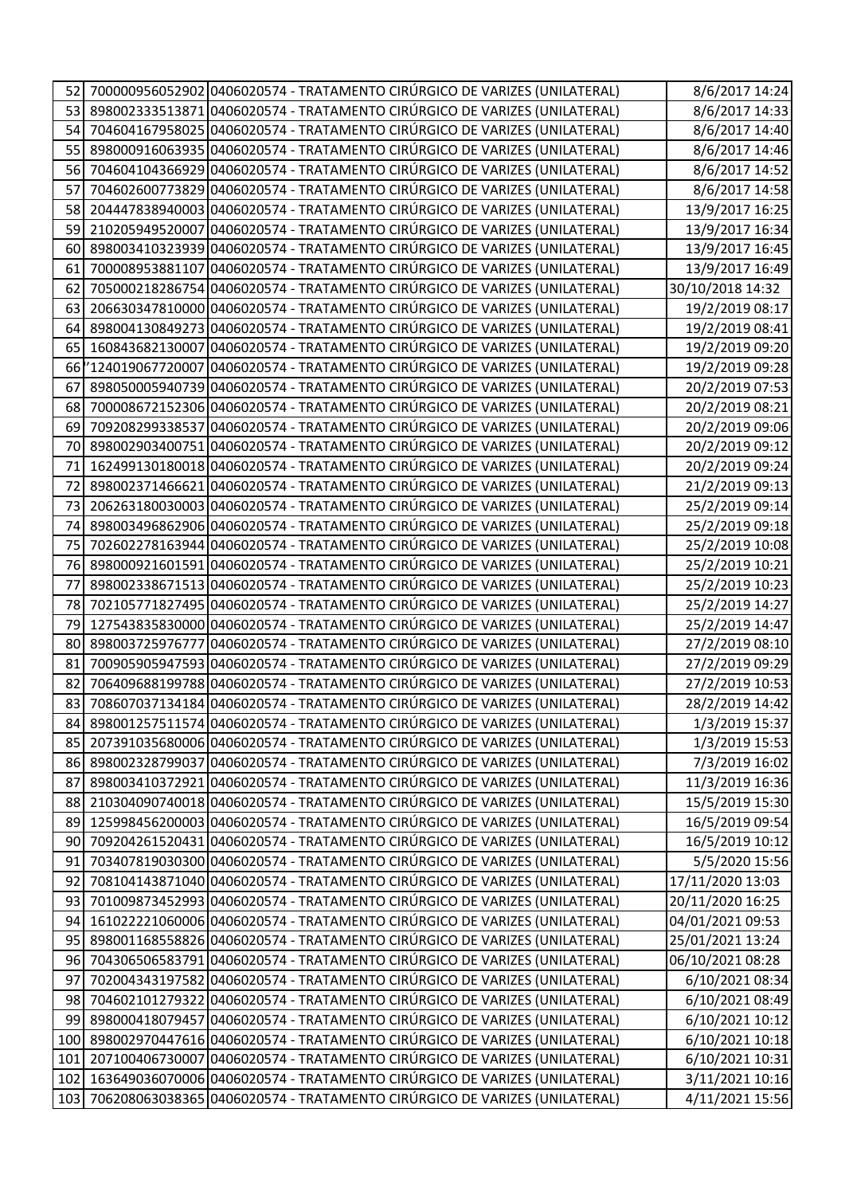| | | | |
|---|---|---|---|
| 52 | 700000956052902 | 0406020574 - TRATAMENTO CIRÚRGICO DE VARIZES (UNILATERAL) | 8/6/2017 14:24 |
| 53 | 898002333513871 | 0406020574 - TRATAMENTO CIRÚRGICO DE VARIZES (UNILATERAL) | 8/6/2017 14:33 |
| 54 | 704604167958025 | 0406020574 - TRATAMENTO CIRÚRGICO DE VARIZES (UNILATERAL) | 8/6/2017 14:40 |
| 55 | 898000916063935 | 0406020574 - TRATAMENTO CIRÚRGICO DE VARIZES (UNILATERAL) | 8/6/2017 14:46 |
| 56 | 704604104366929 | 0406020574 - TRATAMENTO CIRÚRGICO DE VARIZES (UNILATERAL) | 8/6/2017 14:52 |
| 57 | 704602600773829 | 0406020574 - TRATAMENTO CIRÚRGICO DE VARIZES (UNILATERAL) | 8/6/2017 14:58 |
| 58 | 204447838940003 | 0406020574 - TRATAMENTO CIRÚRGICO DE VARIZES (UNILATERAL) | 13/9/2017 16:25 |
| 59 | 210205949520007 | 0406020574 - TRATAMENTO CIRÚRGICO DE VARIZES (UNILATERAL) | 13/9/2017 16:34 |
| 60 | 898003410323939 | 0406020574 - TRATAMENTO CIRÚRGICO DE VARIZES (UNILATERAL) | 13/9/2017 16:45 |
| 61 | 700008953881107 | 0406020574 - TRATAMENTO CIRÚRGICO DE VARIZES (UNILATERAL) | 13/9/2017 16:49 |
| 62 | 705000218286754 | 0406020574 - TRATAMENTO CIRÚRGICO DE VARIZES (UNILATERAL) | 30/10/2018 14:32 |
| 63 | 206630347810000 | 0406020574 - TRATAMENTO CIRÚRGICO DE VARIZES (UNILATERAL) | 19/2/2019 08:17 |
| 64 | 898004130849273 | 0406020574 - TRATAMENTO CIRÚRGICO DE VARIZES (UNILATERAL) | 19/2/2019 08:41 |
| 65 | 160843682130007 | 0406020574 - TRATAMENTO CIRÚRGICO DE VARIZES (UNILATERAL) | 19/2/2019 09:20 |
| 66 | '124019067720007 | 0406020574 - TRATAMENTO CIRÚRGICO DE VARIZES (UNILATERAL) | 19/2/2019 09:28 |
| 67 | 898050005940739 | 0406020574 - TRATAMENTO CIRÚRGICO DE VARIZES (UNILATERAL) | 20/2/2019 07:53 |
| 68 | 700008672152306 | 0406020574 - TRATAMENTO CIRÚRGICO DE VARIZES (UNILATERAL) | 20/2/2019 08:21 |
| 69 | 709208299338537 | 0406020574 - TRATAMENTO CIRÚRGICO DE VARIZES (UNILATERAL) | 20/2/2019 09:06 |
| 70 | 898002903400751 | 0406020574 - TRATAMENTO CIRÚRGICO DE VARIZES (UNILATERAL) | 20/2/2019 09:12 |
| 71 | 162499130180018 | 0406020574 - TRATAMENTO CIRÚRGICO DE VARIZES (UNILATERAL) | 20/2/2019 09:24 |
| 72 | 898002371466621 | 0406020574 - TRATAMENTO CIRÚRGICO DE VARIZES (UNILATERAL) | 21/2/2019 09:13 |
| 73 | 206263180030003 | 0406020574 - TRATAMENTO CIRÚRGICO DE VARIZES (UNILATERAL) | 25/2/2019 09:14 |
| 74 | 898003496862906 | 0406020574 - TRATAMENTO CIRÚRGICO DE VARIZES (UNILATERAL) | 25/2/2019 09:18 |
| 75 | 702602278163944 | 0406020574 - TRATAMENTO CIRÚRGICO DE VARIZES (UNILATERAL) | 25/2/2019 10:08 |
| 76 | 898000921601591 | 0406020574 - TRATAMENTO CIRÚRGICO DE VARIZES (UNILATERAL) | 25/2/2019 10:21 |
| 77 | 898002338671513 | 0406020574 - TRATAMENTO CIRÚRGICO DE VARIZES (UNILATERAL) | 25/2/2019 10:23 |
| 78 | 702105771827495 | 0406020574 - TRATAMENTO CIRÚRGICO DE VARIZES (UNILATERAL) | 25/2/2019 14:27 |
| 79 | 127543835830000 | 0406020574 - TRATAMENTO CIRÚRGICO DE VARIZES (UNILATERAL) | 25/2/2019 14:47 |
| 80 | 898003725976777 | 0406020574 - TRATAMENTO CIRÚRGICO DE VARIZES (UNILATERAL) | 27/2/2019 08:10 |
| 81 | 700905905947593 | 0406020574 - TRATAMENTO CIRÚRGICO DE VARIZES (UNILATERAL) | 27/2/2019 09:29 |
| 82 | 706409688199788 | 0406020574 - TRATAMENTO CIRÚRGICO DE VARIZES (UNILATERAL) | 27/2/2019 10:53 |
| 83 | 708607037134184 | 0406020574 - TRATAMENTO CIRÚRGICO DE VARIZES (UNILATERAL) | 28/2/2019 14:42 |
| 84 | 898001257511574 | 0406020574 - TRATAMENTO CIRÚRGICO DE VARIZES (UNILATERAL) | 1/3/2019 15:37 |
| 85 | 207391035680006 | 0406020574 - TRATAMENTO CIRÚRGICO DE VARIZES (UNILATERAL) | 1/3/2019 15:53 |
| 86 | 898002328799037 | 0406020574 - TRATAMENTO CIRÚRGICO DE VARIZES (UNILATERAL) | 7/3/2019 16:02 |
| 87 | 898003410372921 | 0406020574 - TRATAMENTO CIRÚRGICO DE VARIZES (UNILATERAL) | 11/3/2019 16:36 |
| 88 | 210304090740018 | 0406020574 - TRATAMENTO CIRÚRGICO DE VARIZES (UNILATERAL) | 15/5/2019 15:30 |
| 89 | 125998456200003 | 0406020574 - TRATAMENTO CIRÚRGICO DE VARIZES (UNILATERAL) | 16/5/2019 09:54 |
| 90 | 709204261520431 | 0406020574 - TRATAMENTO CIRÚRGICO DE VARIZES (UNILATERAL) | 16/5/2019 10:12 |
| 91 | 703407819030300 | 0406020574 - TRATAMENTO CIRÚRGICO DE VARIZES (UNILATERAL) | 5/5/2020 15:56 |
| 92 | 708104143871040 | 0406020574 - TRATAMENTO CIRÚRGICO DE VARIZES (UNILATERAL) | 17/11/2020 13:03 |
| 93 | 701009873452993 | 0406020574 - TRATAMENTO CIRÚRGICO DE VARIZES (UNILATERAL) | 20/11/2020 16:25 |
| 94 | 161022221060006 | 0406020574 - TRATAMENTO CIRÚRGICO DE VARIZES (UNILATERAL) | 04/01/2021 09:53 |
| 95 | 898001168558826 | 0406020574 - TRATAMENTO CIRÚRGICO DE VARIZES (UNILATERAL) | 25/01/2021 13:24 |
| 96 | 704306506583791 | 0406020574 - TRATAMENTO CIRÚRGICO DE VARIZES (UNILATERAL) | 06/10/2021 08:28 |
| 97 | 702004343197582 | 0406020574 - TRATAMENTO CIRÚRGICO DE VARIZES (UNILATERAL) | 6/10/2021 08:34 |
| 98 | 704602101279322 | 0406020574 - TRATAMENTO CIRÚRGICO DE VARIZES (UNILATERAL) | 6/10/2021 08:49 |
| 99 | 898000418079457 | 0406020574 - TRATAMENTO CIRÚRGICO DE VARIZES (UNILATERAL) | 6/10/2021 10:12 |
| 100 | 898002970447616 | 0406020574 - TRATAMENTO CIRÚRGICO DE VARIZES (UNILATERAL) | 6/10/2021 10:18 |
| 101 | 207100406730007 | 0406020574 - TRATAMENTO CIRÚRGICO DE VARIZES (UNILATERAL) | 6/10/2021 10:31 |
| 102 | 163649036070006 | 0406020574 - TRATAMENTO CIRÚRGICO DE VARIZES (UNILATERAL) | 3/11/2021 10:16 |
| 103 | 706208063038365 | 0406020574 - TRATAMENTO CIRÚRGICO DE VARIZES (UNILATERAL) | 4/11/2021 15:56 |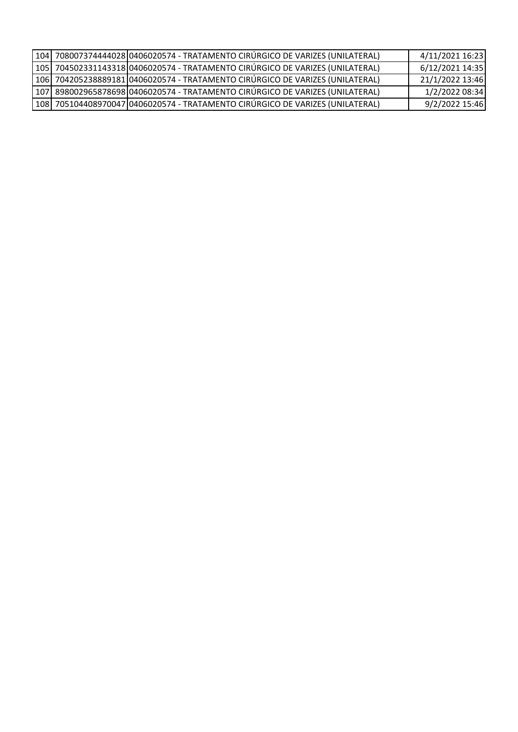| | | | |
|---|---|---|---|
| 104 | 708007374444028 | 0406020574 - TRATAMENTO CIRÚRGICO DE VARIZES (UNILATERAL) | 4/11/2021 16:23 |
| 105 | 704502331143318 | 0406020574 - TRATAMENTO CIRÚRGICO DE VARIZES (UNILATERAL) | 6/12/2021 14:35 |
| 106 | 704205238889181 | 0406020574 - TRATAMENTO CIRÚRGICO DE VARIZES (UNILATERAL) | 21/1/2022 13:46 |
| 107 | 898002965878698 | 0406020574 - TRATAMENTO CIRÚRGICO DE VARIZES (UNILATERAL) | 1/2/2022 08:34 |
| 108 | 705104408970047 | 0406020574 - TRATAMENTO CIRÚRGICO DE VARIZES (UNILATERAL) | 9/2/2022 15:46 |